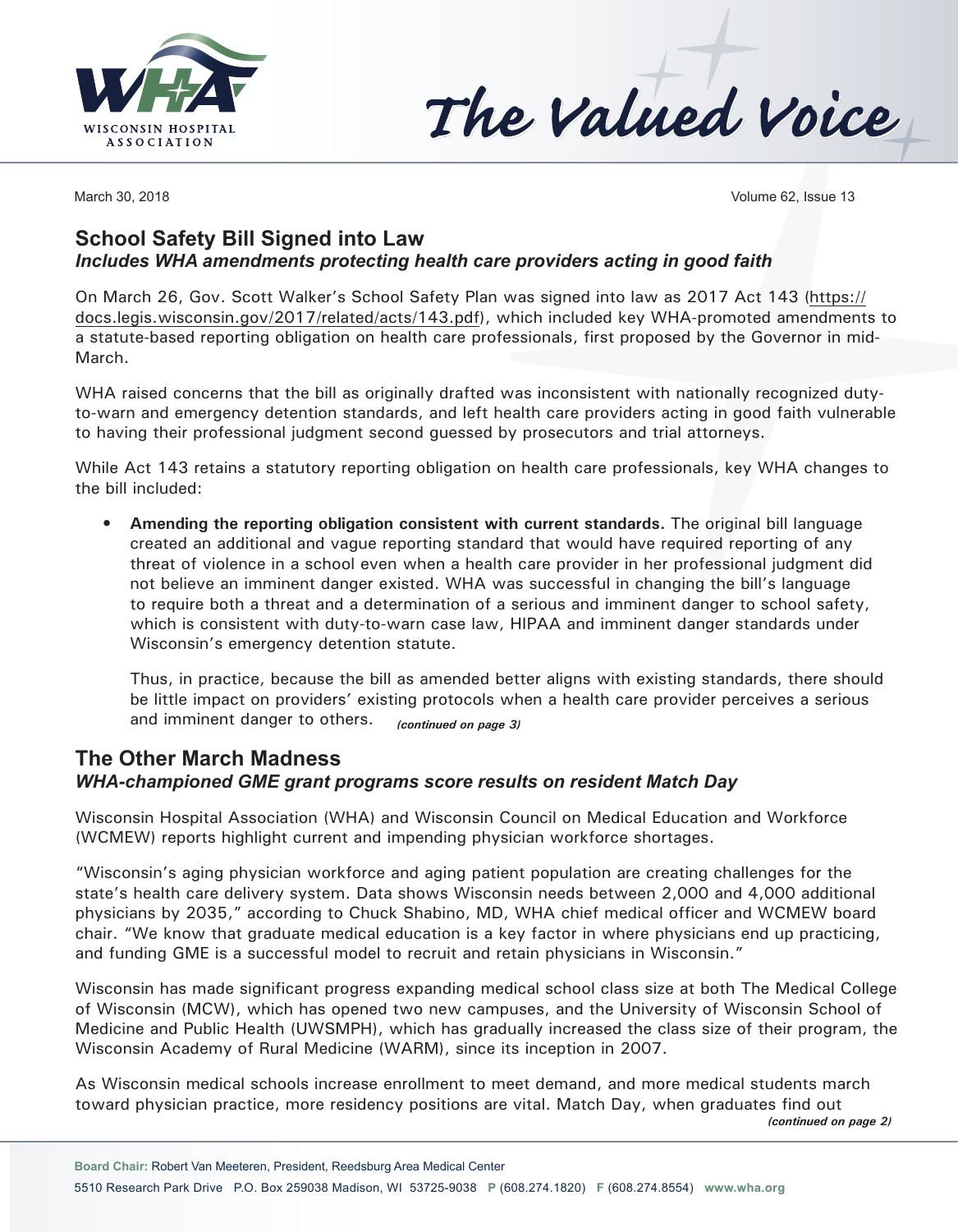# The Valued Voice

March 30, 2018

## School Safety Bill Signed into Law

### *Includes WHA amendments protecting health care providers acting in good faith*

On March 26, Gov. Scott Walker's School Safety Plan was signed into law as 2017 Act 143 (https://docs.legis.wisconsin.gov/2017/related/acts/143.pdf), which included key WHA-promoted amendments to a statute-based reporting obligation on health care professionals, first proposed by the Governor in mid-March.

WHA raised concerns that the bill as originally drafted was inconsistent with nationally recognized duty-to-warn and emergency detention standards, and left health care providers acting in good faith vulnerable to having their professional judgment second guessed by prosecutors and trial attorneys.

While Act 143 retains a statutory reporting obligation on health care professionals, key WHA changes to the bill included:

- **Amending the reporting obligation consistent with current standards.** The original bill language created an additional and vague reporting standard that would have required reporting of any threat of violence in a school even when a health care provider in her professional judgment did not believe an imminent danger existed. WHA was successful in changing the bill's language to require both a threat and a determination of a serious and imminent danger to school safety, which is consistent with duty-to-warn case law, HIPAA and imminent danger standards under Wisconsin's emergency detention statute.

  Thus, in practice, because the bill as amended better aligns with existing standards, there should be little impact on providers' existing protocols when a health care provider perceives a serious and imminent danger to others. ***(continued on page 3)***

## The Other March Madness

### *WHA-championed GME grant programs score results on resident Match Day*

Wisconsin Hospital Association (WHA) and Wisconsin Council on Medical Education and Workforce (WCMEW) reports highlight current and impending physician workforce shortages.

"Wisconsin's aging physician workforce and aging patient population are creating challenges for the state's health care delivery system. Data shows Wisconsin needs between 2,000 and 4,000 additional physicians by 2035," according to Chuck Shabino, MD, WHA chief medical officer and WCMEW board chair. "We know that graduate medical education is a key factor in where physicians end up practicing, and funding GME is a successful model to recruit and retain physicians in Wisconsin."

Wisconsin has made significant progress expanding medical school class size at both The Medical College of Wisconsin (MCW), which has opened two new campuses, and the University of Wisconsin School of Medicine and Public Health (UWSMPH), which has gradually increased the class size of their program, the Wisconsin Academy of Rural Medicine (WARM), since its inception in 2007.

As Wisconsin medical schools increase enrollment to meet demand, and more medical students march toward physician practice, more residency positions are vital. Match Day, when graduates find out ***(continued on page 2)***

**Board Chair:** Robert Van Meeteren, President, Reedsburg Area Medical Center

5510 Research Park Drive P.O. Box 259038 Madison, WI 53725-9038 **P** (608.274.1820) **F** (608.274.8554) **www.wha.org**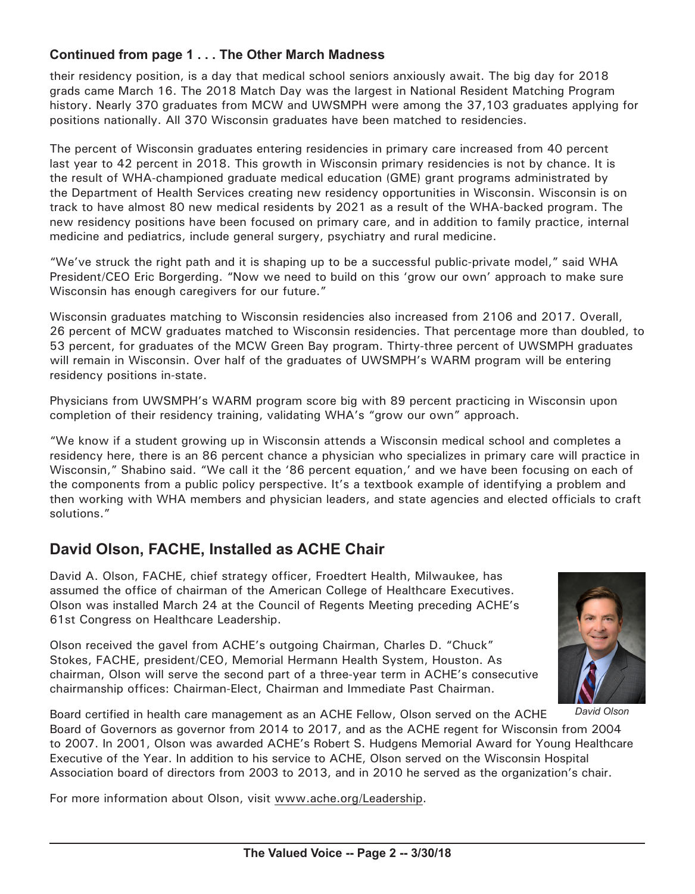**Continued from page 1 . . . The Other March Madness**

their residency position, is a day that medical school seniors anxiously await. The big day for 2018 grads came March 16. The 2018 Match Day was the largest in National Resident Matching Program history. Nearly 370 graduates from MCW and UWSMPH were among the 37,103 graduates applying for positions nationally. All 370 Wisconsin graduates have been matched to residencies.

The percent of Wisconsin graduates entering residencies in primary care increased from 40 percent last year to 42 percent in 2018. This growth in Wisconsin primary residencies is not by chance. It is the result of WHA-championed graduate medical education (GME) grant programs administrated by the Department of Health Services creating new residency opportunities in Wisconsin. Wisconsin is on track to have almost 80 new medical residents by 2021 as a result of the WHA-backed program. The new residency positions have been focused on primary care, and in addition to family practice, internal medicine and pediatrics, include general surgery, psychiatry and rural medicine.

"We've struck the right path and it is shaping up to be a successful public-private model," said WHA President/CEO Eric Borgerding. "Now we need to build on this 'grow our own' approach to make sure Wisconsin has enough caregivers for our future."

Wisconsin graduates matching to Wisconsin residencies also increased from 2106 and 2017. Overall, 26 percent of MCW graduates matched to Wisconsin residencies. That percentage more than doubled, to 53 percent, for graduates of the MCW Green Bay program. Thirty-three percent of UWSMPH graduates will remain in Wisconsin. Over half of the graduates of UWSMPH's WARM program will be entering residency positions in-state.

Physicians from UWSMPH's WARM program score big with 89 percent practicing in Wisconsin upon completion of their residency training, validating WHA's "grow our own" approach.

"We know if a student growing up in Wisconsin attends a Wisconsin medical school and completes a residency here, there is an 86 percent chance a physician who specializes in primary care will practice in Wisconsin," Shabino said. "We call it the '86 percent equation,' and we have been focusing on each of the components from a public policy perspective. It's a textbook example of identifying a problem and then working with WHA members and physician leaders, and state agencies and elected officials to craft solutions."

## David Olson, FACHE, Installed as ACHE Chair

David A. Olson, FACHE, chief strategy officer, Froedtert Health, Milwaukee, has assumed the office of chairman of the American College of Healthcare Executives. Olson was installed March 24 at the Council of Regents Meeting preceding ACHE's 61st Congress on Healthcare Leadership.

Olson received the gavel from ACHE's outgoing Chairman, Charles D. "Chuck" Stokes, FACHE, president/CEO, Memorial Hermann Health System, Houston. As chairman, Olson will serve the second part of a three-year term in ACHE's consecutive chairmanship offices: Chairman-Elect, Chairman and Immediate Past Chairman.

*David Olson*

Board certified in health care management as an ACHE Fellow, Olson served on the ACHE Board of Governors as governor from 2014 to 2017, and as the ACHE regent for Wisconsin from 2004 to 2007. In 2001, Olson was awarded ACHE's Robert S. Hudgens Memorial Award for Young Healthcare Executive of the Year. In addition to his service to ACHE, Olson served on the Wisconsin Hospital Association board of directors from 2003 to 2013, and in 2010 he served as the organization's chair.

For more information about Olson, visit www.ache.org/Leadership.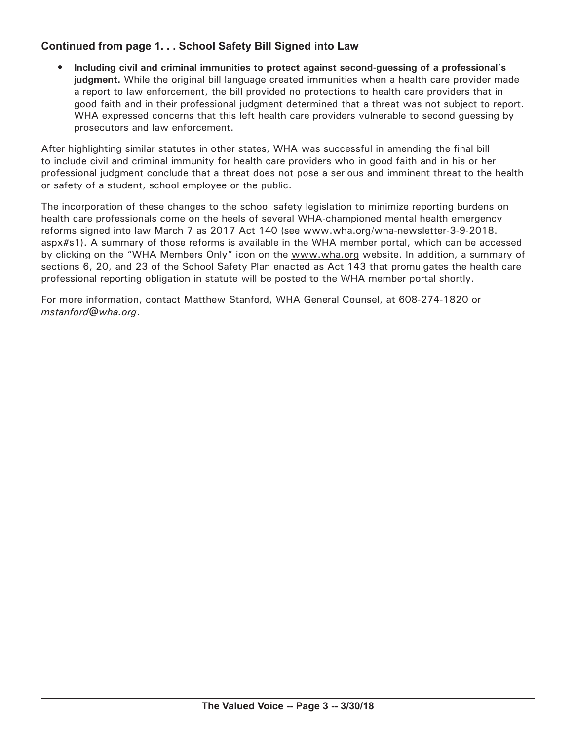## Continued from page 1. . . School Safety Bill Signed into Law

- **Including civil and criminal immunities to protect against second-guessing of a professional's judgment.** While the original bill language created immunities when a health care provider made a report to law enforcement, the bill provided no protections to health care providers that in good faith and in their professional judgment determined that a threat was not subject to report. WHA expressed concerns that this left health care providers vulnerable to second guessing by prosecutors and law enforcement.

After highlighting similar statutes in other states, WHA was successful in amending the final bill to include civil and criminal immunity for health care providers who in good faith and in his or her professional judgment conclude that a threat does not pose a serious and imminent threat to the health or safety of a student, school employee or the public.

The incorporation of these changes to the school safety legislation to minimize reporting burdens on health care professionals come on the heels of several WHA-championed mental health emergency reforms signed into law March 7 as 2017 Act 140 (see www.wha.org/wha-newsletter-3-9-2018.aspx#s1). A summary of those reforms is available in the WHA member portal, which can be accessed by clicking on the "WHA Members Only" icon on the www.wha.org website. In addition, a summary of sections 6, 20, and 23 of the School Safety Plan enacted as Act 143 that promulgates the health care professional reporting obligation in statute will be posted to the WHA member portal shortly.

For more information, contact Matthew Stanford, WHA General Counsel, at 608-274-1820 or *mstanford@wha.org*.